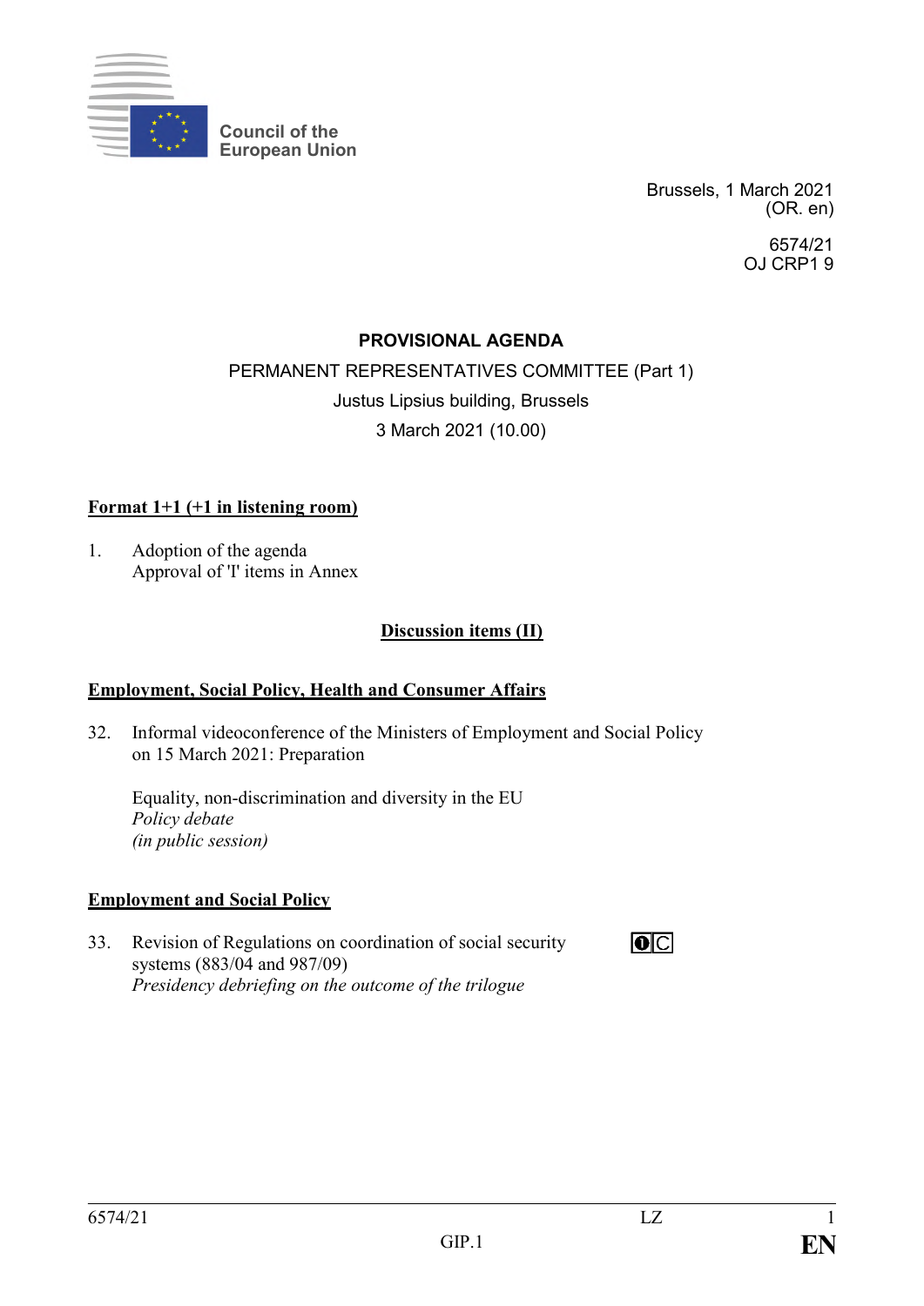Council of the European Union

Brussels, 1 March 2021
(OR. en)

6574/21
OJ CRP1 9

# PROVISIONAL AGENDA

PERMANENT REPRESENTATIVES COMMITTEE (Part 1)
Justus Lipsius building, Brussels
3 March 2021 (10.00)

**Format 1+1 (+1 in listening room)**

1. Adoption of the agenda
   Approval of 'I' items in Annex

## Discussion items (II)

### Employment, Social Policy, Health and Consumer Affairs

32. Informal videoconference of the Ministers of Employment and Social Policy on 15 March 2021: Preparation

    Equality, non-discrimination and diversity in the EU
    *Policy debate*
    *(in public session)*

### Employment and Social Policy

33. Revision of Regulations on coordination of social security systems (883/04 and 987/09) ➊ C
    *Presidency debriefing on the outcome of the trilogue*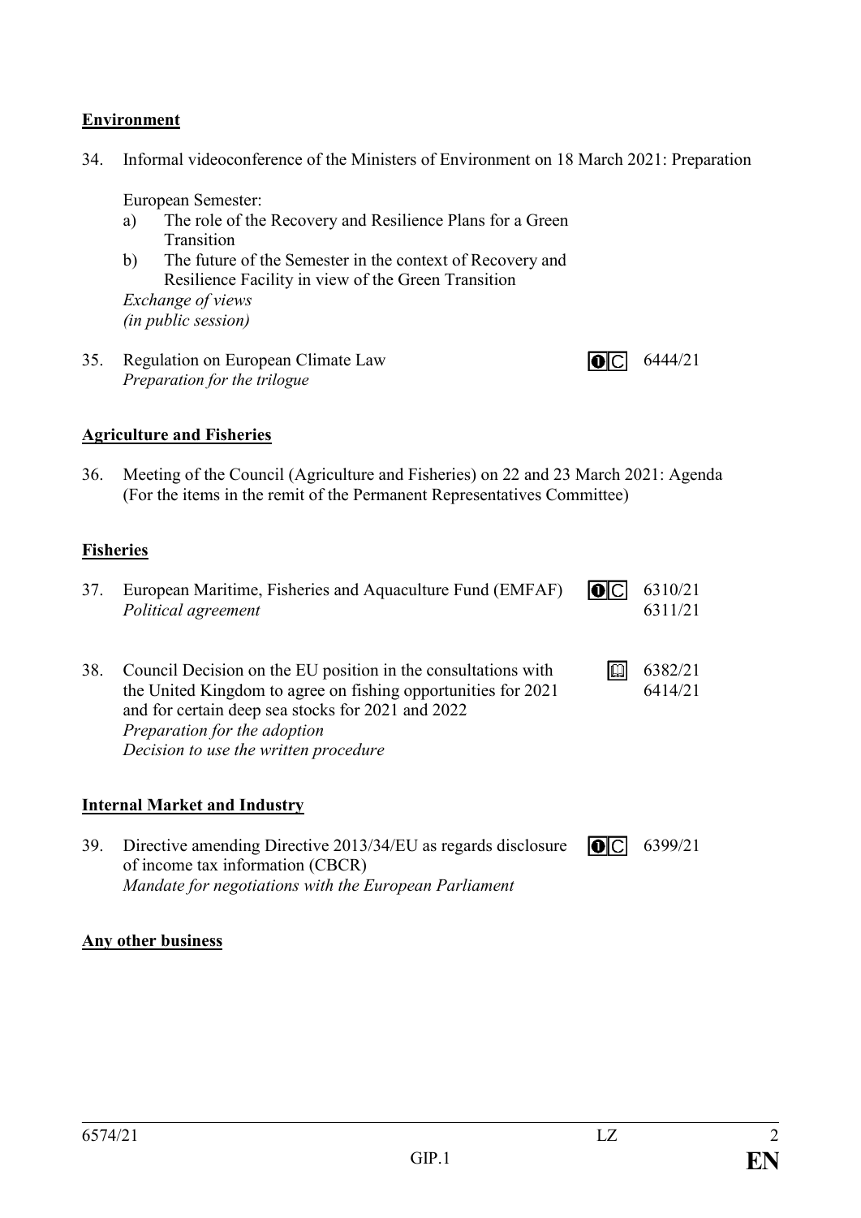**Environment**

34. Informal videoconference of the Ministers of Environment on 18 March 2021: Preparation

    European Semester:
    a) The role of the Recovery and Resilience Plans for a Green Transition
    b) The future of the Semester in the context of Recovery and Resilience Facility in view of the Green Transition

    *Exchange of views*
    *(in public session)*

35. Regulation on European Climate Law — 6444/21
    *Preparation for the trilogue*

**Agriculture and Fisheries**

36. Meeting of the Council (Agriculture and Fisheries) on 22 and 23 March 2021: Agenda (For the items in the remit of the Permanent Representatives Committee)

**Fisheries**

37. European Maritime, Fisheries and Aquaculture Fund (EMFAF) — 6310/21, 6311/21
    *Political agreement*

38. Council Decision on the EU position in the consultations with the United Kingdom to agree on fishing opportunities for 2021 and for certain deep sea stocks for 2021 and 2022 — 6382/21, 6414/21
    *Preparation for the adoption*
    *Decision to use the written procedure*

**Internal Market and Industry**

39. Directive amending Directive 2013/34/EU as regards disclosure of income tax information (CBCR) — 6399/21
    *Mandate for negotiations with the European Parliament*

**Any other business**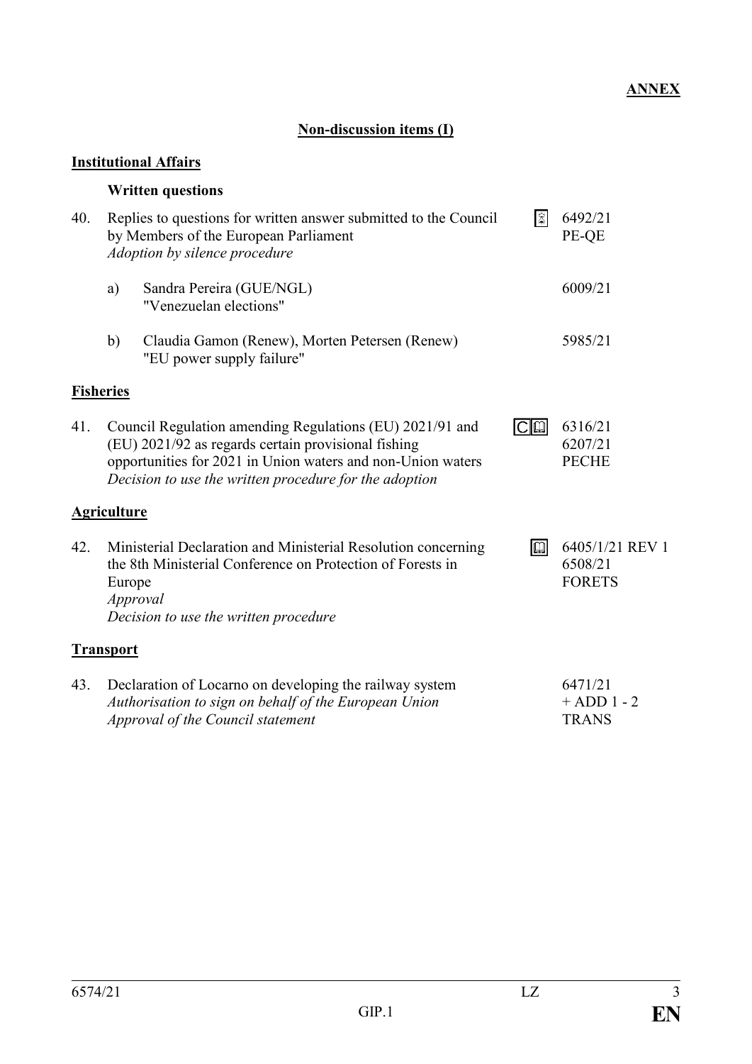**ANNEX**

**Non-discussion items (I)**

**Institutional Affairs**

**Written questions**

40. Replies to questions for written answer submitted to the Council by Members of the European Parliament — 6492/21 PE-QE
*Adoption by silence procedure*

    a) Sandra Pereira (GUE/NGL) "Venezuelan elections" — 6009/21

    b) Claudia Gamon (Renew), Morten Petersen (Renew) "EU power supply failure" — 5985/21

**Fisheries**

41. Council Regulation amending Regulations (EU) 2021/91 and (EU) 2021/92 as regards certain provisional fishing opportunities for 2021 in Union waters and non-Union waters — 6316/21 6207/21 PECHE
*Decision to use the written procedure for the adoption*

**Agriculture**

42. Ministerial Declaration and Ministerial Resolution concerning the 8th Ministerial Conference on Protection of Forests in Europe — 6405/1/21 REV 1 6508/21 FORETS
*Approval*
*Decision to use the written procedure*

**Transport**

43. Declaration of Locarno on developing the railway system — 6471/21 + ADD 1 - 2 TRANS
*Authorisation to sign on behalf of the European Union*
*Approval of the Council statement*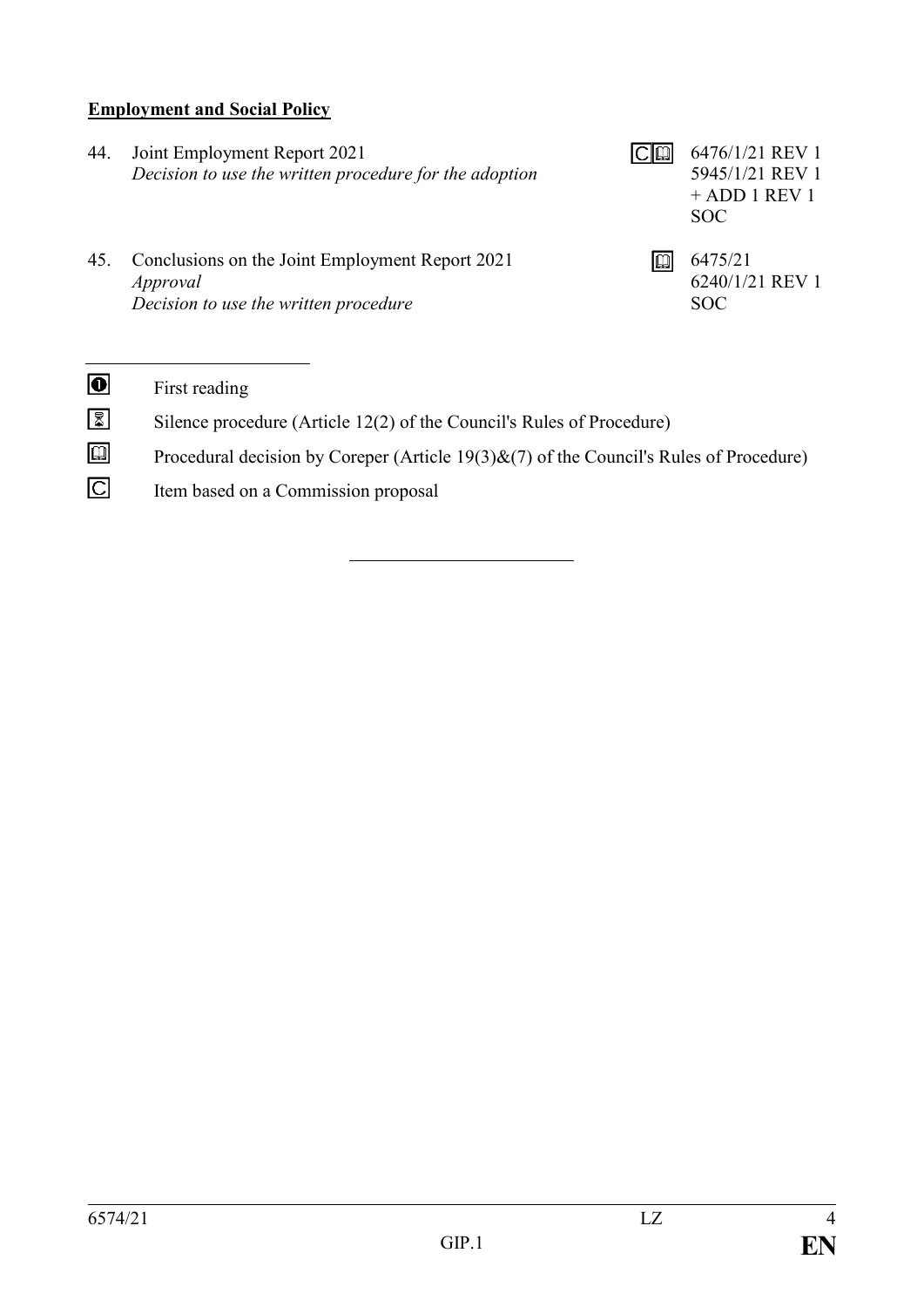**Employment and Social Policy**

| | | | |
|---|---|---|---|
| 44. | Joint Employment Report 2021<br>*Decision to use the written procedure for the adoption* | C 🕮 | 6476/1/21 REV 1<br>5945/1/21 REV 1<br>+ ADD 1 REV 1<br>SOC |
| 45. | Conclusions on the Joint Employment Report 2021<br>*Approval*<br>*Decision to use the written procedure* | 🕮 | 6475/21<br>6240/1/21 REV 1<br>SOC |

---

- ❶ First reading
- ⌛ Silence procedure (Article 12(2) of the Council's Rules of Procedure)
- 🕮 Procedural decision by Coreper (Article 19(3)&(7) of the Council's Rules of Procedure)
- C Item based on a Commission proposal